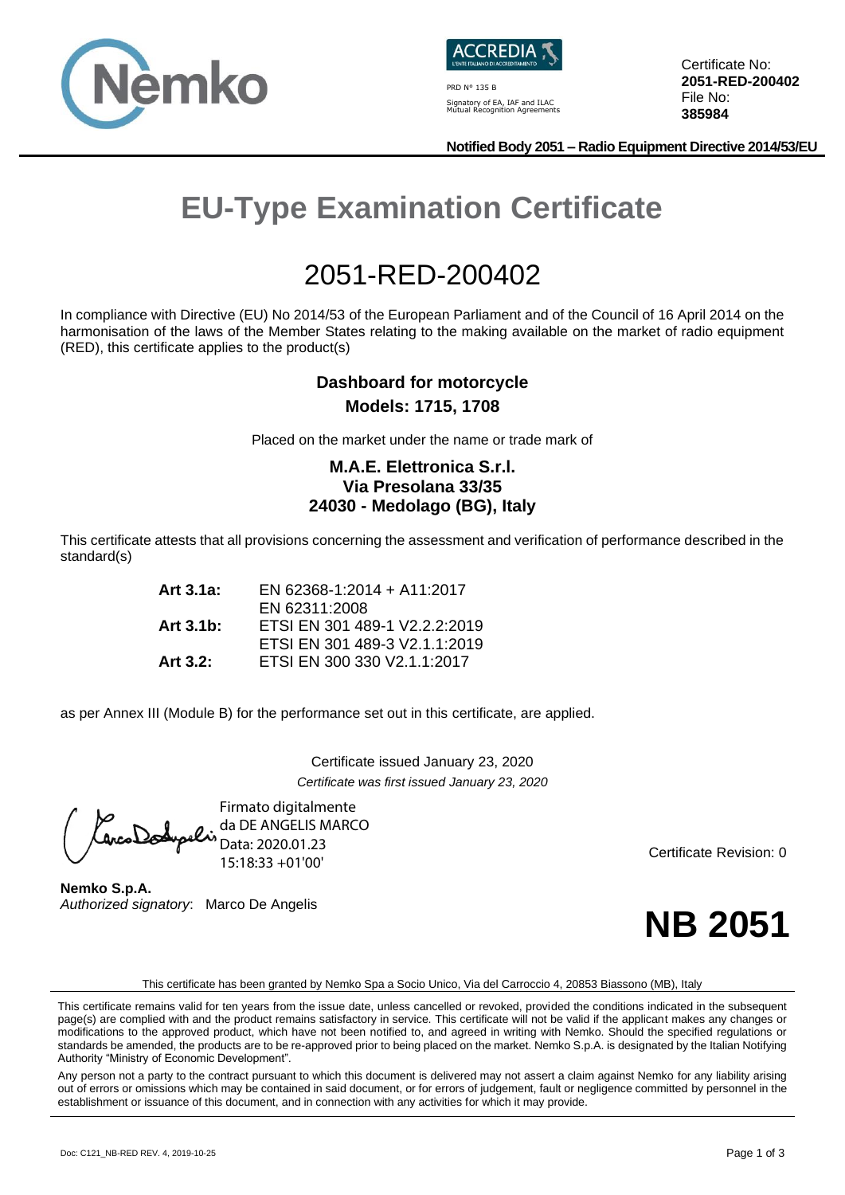PRD N° 135 B

Signatory of EA, IAF and ILAC Mutual Recognition Agreements

Certificate No: **2051-RED-200402**
File No: **385984**

**Notified Body 2051 – Radio Equipment Directive 2014/53/EU**

# EU-Type Examination Certificate

## 2051-RED-200402

In compliance with Directive (EU) No 2014/53 of the European Parliament and of the Council of 16 April 2014 on the harmonisation of the laws of the Member States relating to the making available on the market of radio equipment (RED), this certificate applies to the product(s)

**Dashboard for motorcycle**
**Models: 1715, 1708**

Placed on the market under the name or trade mark of

**M.A.E. Elettronica S.r.l.**
**Via Presolana 33/35**
**24030 - Medolago (BG), Italy**

This certificate attests that all provisions concerning the assessment and verification of performance described in the standard(s)

| | |
|---|---|
| **Art 3.1a:** | EN 62368-1:2014 + A11:2017 |
| | EN 62311:2008 |
| **Art 3.1b:** | ETSI EN 301 489-1 V2.2.2:2019 |
| | ETSI EN 301 489-3 V2.1.1:2019 |
| **Art 3.2:** | ETSI EN 300 330 V2.1.1:2017 |

as per Annex III (Module B) for the performance set out in this certificate, are applied.

Certificate issued January 23, 2020
*Certificate was first issued January 23, 2020*

Firmato digitalmente da DE ANGELIS MARCO
Data: 2020.01.23 15:18:33 +01'00'

Certificate Revision: 0

**Nemko S.p.A.**
*Authorized signatory*: Marco De Angelis

**NB 2051**

This certificate has been granted by Nemko Spa a Socio Unico, Via del Carroccio 4, 20853 Biassono (MB), Italy

This certificate remains valid for ten years from the issue date, unless cancelled or revoked, provided the conditions indicated in the subsequent page(s) are complied with and the product remains satisfactory in service. This certificate will not be valid if the applicant makes any changes or modifications to the approved product, which have not been notified to, and agreed in writing with Nemko. Should the specified regulations or standards be amended, the products are to be re-approved prior to being placed on the market. Nemko S.p.A. is designated by the Italian Notifying Authority "Ministry of Economic Development".

Any person not a party to the contract pursuant to which this document is delivered may not assert a claim against Nemko for any liability arising out of errors or omissions which may be contained in said document, or for errors of judgement, fault or negligence committed by personnel in the establishment or issuance of this document, and in connection with any activities for which it may provide.

Doc: C121_NB-RED REV. 4, 2019-10-25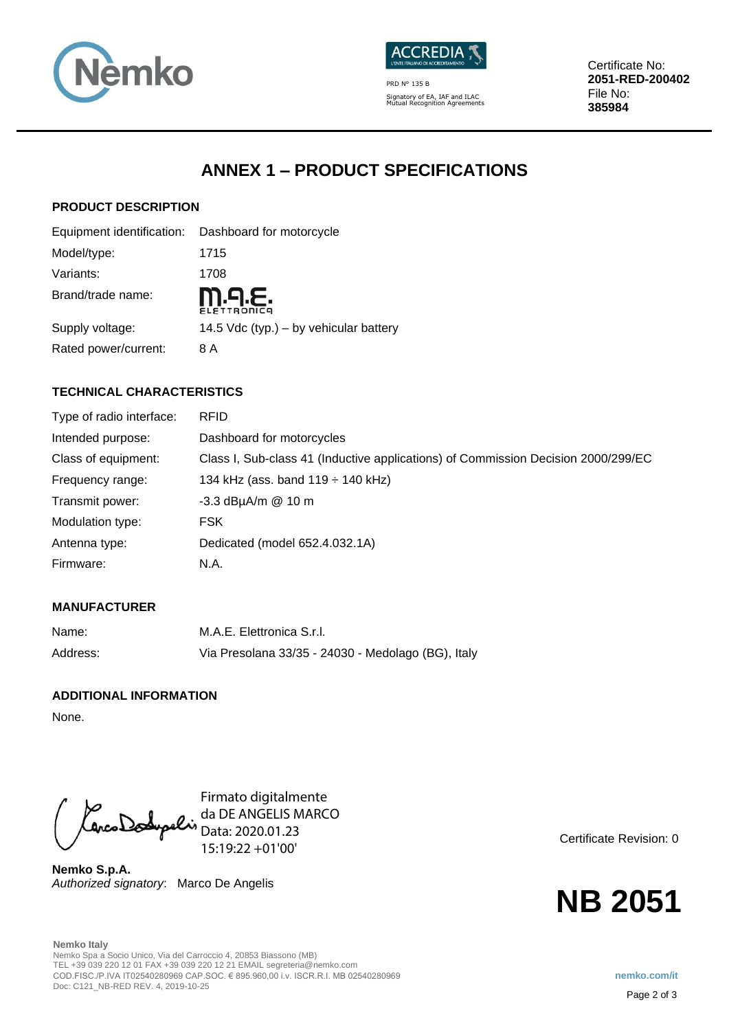Certificate No: **2051-RED-200402**
File No: **385984**

PRD N° 135 B
Signatory of EA, IAF and ILAC Mutual Recognition Agreements

# ANNEX 1 – PRODUCT SPECIFICATIONS

### PRODUCT DESCRIPTION

| | |
|---|---|
| Equipment identification: | Dashboard for motorcycle |
| Model/type: | 1715 |
| Variants: | 1708 |
| Brand/trade name: | M.A.E. ELETTRONICA |
| Supply voltage: | 14.5 Vdc (typ.) – by vehicular battery |
| Rated power/current: | 8 A |

### TECHNICAL CHARACTERISTICS

| | |
|---|---|
| Type of radio interface: | RFID |
| Intended purpose: | Dashboard for motorcycles |
| Class of equipment: | Class I, Sub-class 41 (Inductive applications) of Commission Decision 2000/299/EC |
| Frequency range: | 134 kHz (ass. band 119 ÷ 140 kHz) |
| Transmit power: | -3.3 dBμA/m @ 10 m |
| Modulation type: | FSK |
| Antenna type: | Dedicated (model 652.4.032.1A) |
| Firmware: | N.A. |

### MANUFACTURER

| | |
|---|---|
| Name: | M.A.E. Elettronica S.r.l. |
| Address: | Via Presolana 33/35 - 24030 - Medolago (BG), Italy |

### ADDITIONAL INFORMATION

None.

Firmato digitalmente da DE ANGELIS MARCO
Data: 2020.01.23 15:19:22 +01'00'

**Nemko S.p.A.**
*Authorized signatory*: Marco De Angelis

Certificate Revision: 0

**NB 2051**

**Nemko Italy**
Nemko Spa a Socio Unico, Via del Carroccio 4, 20853 Biassono (MB)
TEL +39 039 220 12 01 FAX +39 039 220 12 21 EMAIL segreteria@nemko.com
COD.FISC./P.IVA IT02540280969 CAP.SOC. € 895.960,00 i.v. ISCR.R.I. MB 02540280969
Doc: C121_NB-RED REV. 4, 2019-10-25

nemko.com/it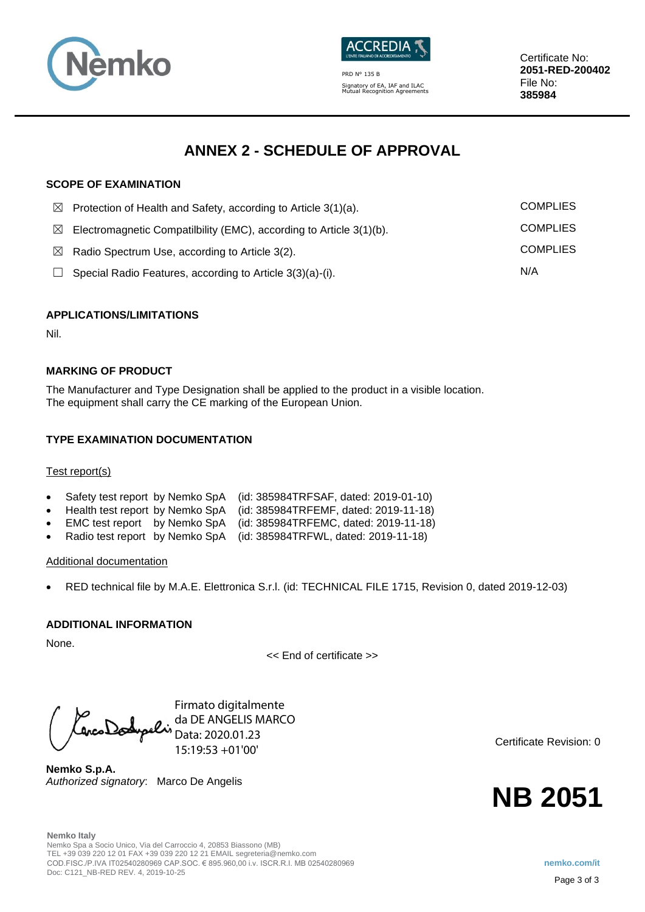Certificate No: **2051-RED-200402**
File No: **385984**

# ANNEX 2 - SCHEDULE OF APPROVAL

### SCOPE OF EXAMINATION

| | | |
|---|---|---|
| ☒ | Protection of Health and Safety, according to Article 3(1)(a). | COMPLIES |
| ☒ | Electromagnetic Compatilbility (EMC), according to Article 3(1)(b). | COMPLIES |
| ☒ | Radio Spectrum Use, according to Article 3(2). | COMPLIES |
| ☐ | Special Radio Features, according to Article 3(3)(a)-(i). | N/A |

### APPLICATIONS/LIMITATIONS

Nil.

### MARKING OF PRODUCT

The Manufacturer and Type Designation shall be applied to the product in a visible location.
The equipment shall carry the CE marking of the European Union.

### TYPE EXAMINATION DOCUMENTATION

Test report(s)

- Safety test report by Nemko SpA (id: 385984TRFSAF, dated: 2019-01-10)
- Health test report by Nemko SpA (id: 385984TRFEMF, dated: 2019-11-18)
- EMC test report by Nemko SpA (id: 385984TRFEMC, dated: 2019-11-18)
- Radio test report by Nemko SpA (id: 385984TRFWL, dated: 2019-11-18)

Additional documentation

- RED technical file by M.A.E. Elettronica S.r.l. (id: TECHNICAL FILE 1715, Revision 0, dated 2019-12-03)

### ADDITIONAL INFORMATION

None.

<< End of certificate >>

Firmato digitalmente da DE ANGELIS MARCO
Data: 2020.01.23 15:19:53 +01'00'

**Nemko S.p.A.**
*Authorized signatory*: Marco De Angelis

Certificate Revision: 0

**NB 2051**

**Nemko Italy**
Nemko Spa a Socio Unico, Via del Carroccio 4, 20853 Biassono (MB)
TEL +39 039 220 12 01 FAX +39 039 220 12 21 EMAIL segreteria@nemko.com
COD.FISC./P.IVA IT02540280969 CAP.SOC. € 895.960,00 i.v. ISCR.R.I. MB 02540280969
Doc: C121_NB-RED REV. 4, 2019-10-25

nemko.com/it